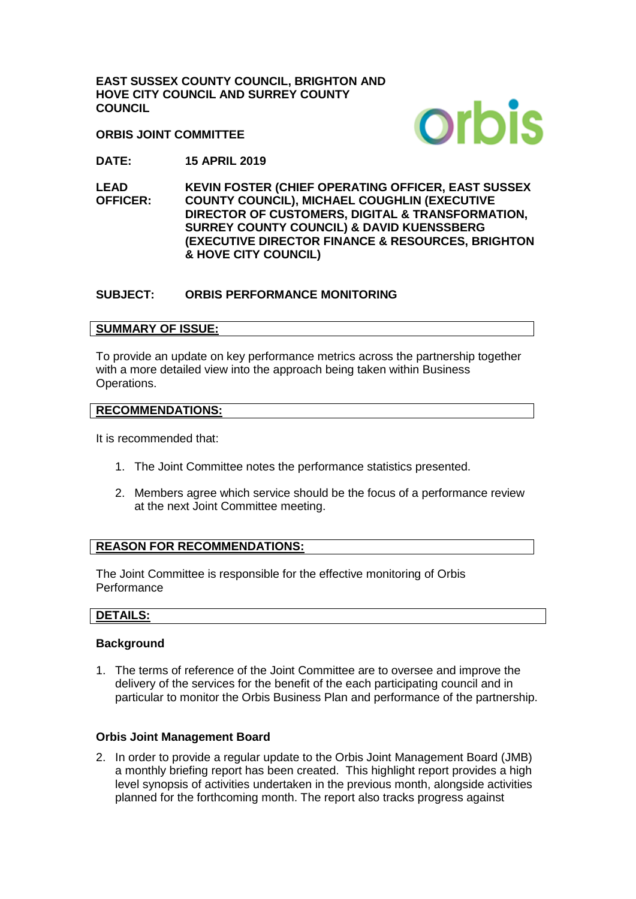**EAST SUSSEX COUNTY COUNCIL, BRIGHTON AND HOVE CITY COUNCIL AND SURREY COUNTY COUNCIL**

**ORBIS JOINT COMMITTEE**

**DATE:** **15 APRIL 2019**

**LEAD OFFICER:** **KEVIN FOSTER (CHIEF OPERATING OFFICER, EAST SUSSEX COUNTY COUNCIL), MICHAEL COUGHLIN (EXECUTIVE DIRECTOR OF CUSTOMERS, DIGITAL & TRANSFORMATION, SURREY COUNTY COUNCIL) & DAVID KUENSSBERG (EXECUTIVE DIRECTOR FINANCE & RESOURCES, BRIGHTON & HOVE CITY COUNCIL)**

**SUBJECT:** **ORBIS PERFORMANCE MONITORING**

## SUMMARY OF ISSUE:

To provide an update on key performance metrics across the partnership together with a more detailed view into the approach being taken within Business Operations.

## RECOMMENDATIONS:

It is recommended that:

1. The Joint Committee notes the performance statistics presented.
2. Members agree which service should be the focus of a performance review at the next Joint Committee meeting.

## REASON FOR RECOMMENDATIONS:

The Joint Committee is responsible for the effective monitoring of Orbis Performance

## DETAILS:

### Background

1. The terms of reference of the Joint Committee are to oversee and improve the delivery of the services for the benefit of the each participating council and in particular to monitor the Orbis Business Plan and performance of the partnership.

### Orbis Joint Management Board

2. In order to provide a regular update to the Orbis Joint Management Board (JMB) a monthly briefing report has been created. This highlight report provides a high level synopsis of activities undertaken in the previous month, alongside activities planned for the forthcoming month. The report also tracks progress against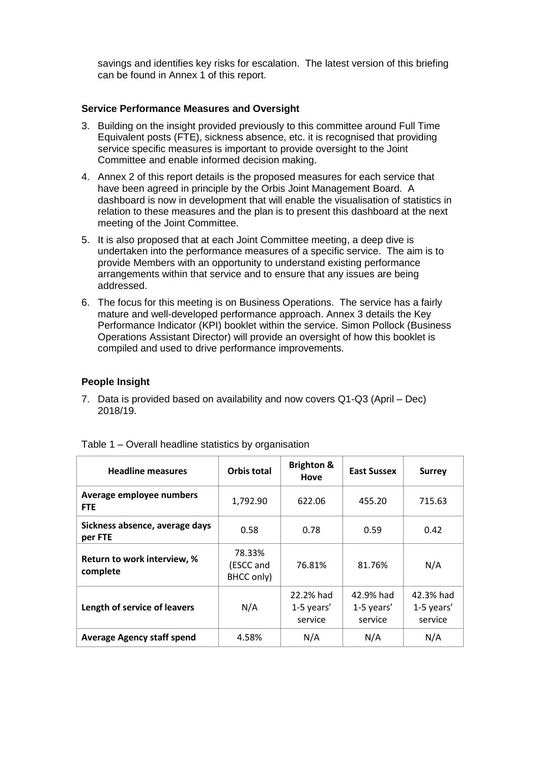savings and identifies key risks for escalation. The latest version of this briefing can be found in Annex 1 of this report.

### Service Performance Measures and Oversight

3. Building on the insight provided previously to this committee around Full Time Equivalent posts (FTE), sickness absence, etc. it is recognised that providing service specific measures is important to provide oversight to the Joint Committee and enable informed decision making.
4. Annex 2 of this report details is the proposed measures for each service that have been agreed in principle by the Orbis Joint Management Board. A dashboard is now in development that will enable the visualisation of statistics in relation to these measures and the plan is to present this dashboard at the next meeting of the Joint Committee.
5. It is also proposed that at each Joint Committee meeting, a deep dive is undertaken into the performance measures of a specific service. The aim is to provide Members with an opportunity to understand existing performance arrangements within that service and to ensure that any issues are being addressed.
6. The focus for this meeting is on Business Operations. The service has a fairly mature and well-developed performance approach. Annex 3 details the Key Performance Indicator (KPI) booklet within the service. Simon Pollock (Business Operations Assistant Director) will provide an oversight of how this booklet is compiled and used to drive performance improvements.

### People Insight

7. Data is provided based on availability and now covers Q1-Q3 (April – Dec) 2018/19.

Table 1 – Overall headline statistics by organisation

| Headline measures | Orbis total | Brighton & Hove | East Sussex | Surrey |
|---|---|---|---|---|
| **Average employee numbers FTE** | 1,792.90 | 622.06 | 455.20 | 715.63 |
| **Sickness absence, average days per FTE** | 0.58 | 0.78 | 0.59 | 0.42 |
| **Return to work interview, % complete** | 78.33% (ESCC and BHCC only) | 76.81% | 81.76% | N/A |
| **Length of service of leavers** | N/A | 22.2% had 1-5 years' service | 42.9% had 1-5 years' service | 42.3% had 1-5 years' service |
| **Average Agency staff spend** | 4.58% | N/A | N/A | N/A |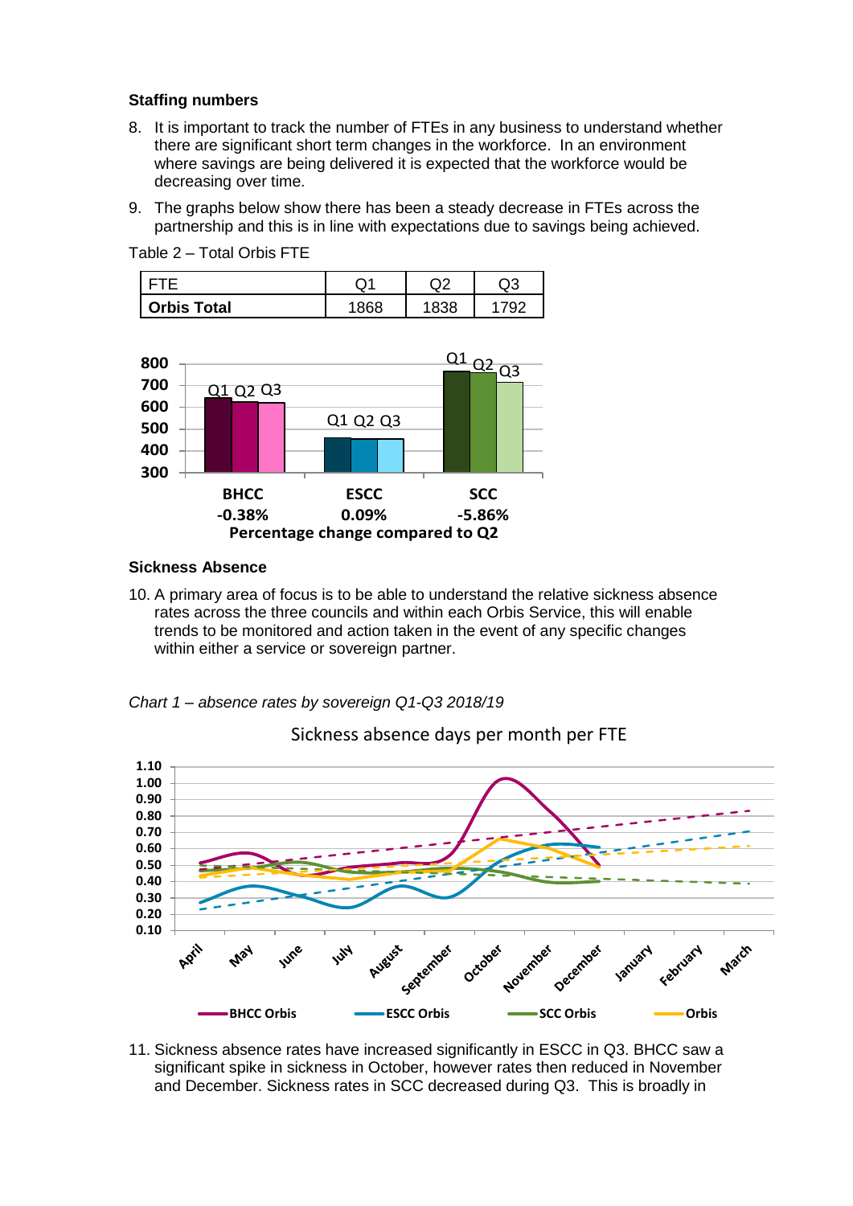**Staffing numbers**

8. It is important to track the number of FTEs in any business to understand whether there are significant short term changes in the workforce. In an environment where savings are being delivered it is expected that the workforce would be decreasing over time.

9. The graphs below show there has been a steady decrease in FTEs across the partnership and this is in line with expectations due to savings being achieved.

Table 2 – Total Orbis FTE

| FTE | Q1 | Q2 | Q3 |
|---|---|---|---|
| **Orbis Total** | 1868 | 1838 | 1792 |

| | BHCC | ESCC | SCC |
|---|---|---|---|
| Percentage change compared to Q2 | -0.38% | 0.09% | -5.86% |

**Sickness Absence**

10. A primary area of focus is to be able to understand the relative sickness absence rates across the three councils and within each Orbis Service, this will enable trends to be monitored and action taken in the event of any specific changes within either a service or sovereign partner.

*Chart 1 – absence rates by sovereign Q1-Q3 2018/19*

Sickness absence days per month per FTE

11. Sickness absence rates have increased significantly in ESCC in Q3. BHCC saw a significant spike in sickness in October, however rates then reduced in November and December. Sickness rates in SCC decreased during Q3. This is broadly in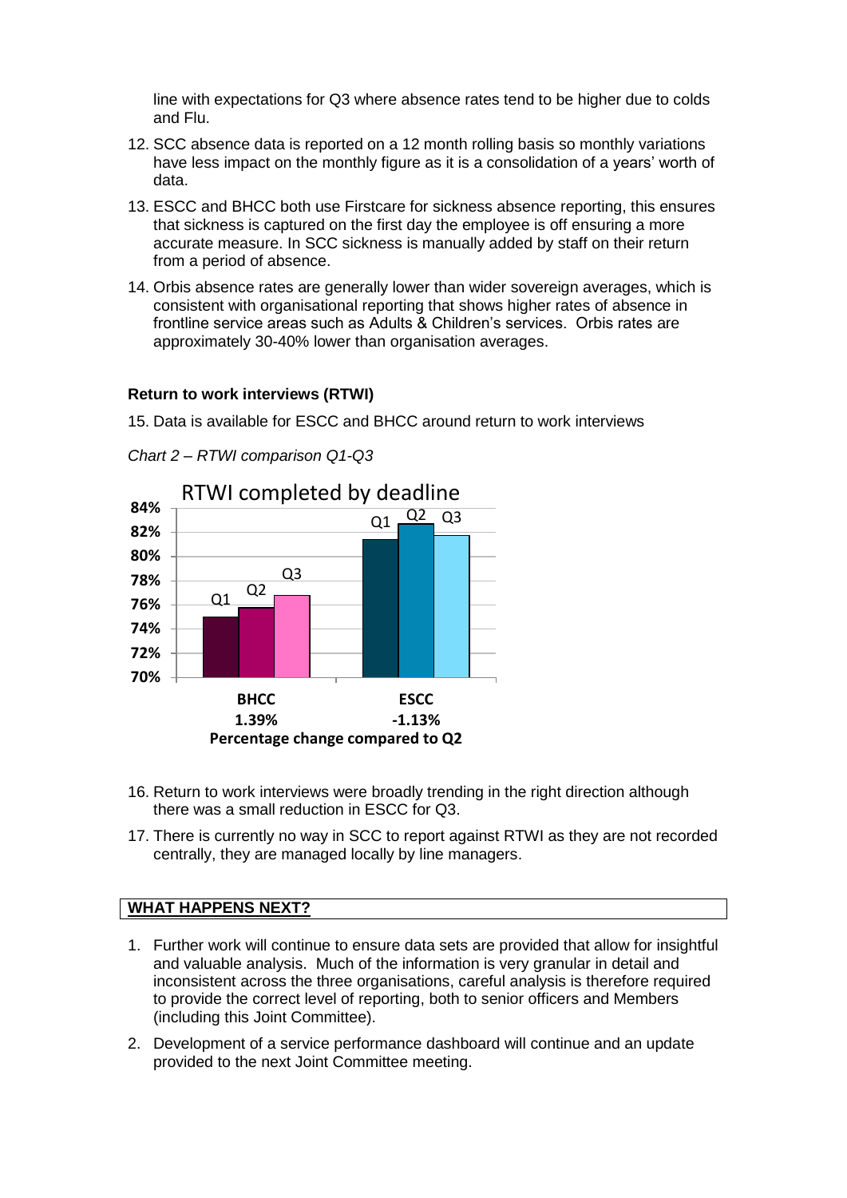line with expectations for Q3 where absence rates tend to be higher due to colds and Flu.

12. SCC absence data is reported on a 12 month rolling basis so monthly variations have less impact on the monthly figure as it is a consolidation of a years' worth of data.
13. ESCC and BHCC both use Firstcare for sickness absence reporting, this ensures that sickness is captured on the first day the employee is off ensuring a more accurate measure. In SCC sickness is manually added by staff on their return from a period of absence.
14. Orbis absence rates are generally lower than wider sovereign averages, which is consistent with organisational reporting that shows higher rates of absence in frontline service areas such as Adults & Children's services. Orbis rates are approximately 30-40% lower than organisation averages.

**Return to work interviews (RTWI)**

15. Data is available for ESCC and BHCC around return to work interviews

*Chart 2 – RTWI comparison Q1-Q3*

RTWI completed by deadline

| | BHCC | ESCC |
|---|---|---|
| Percentage change compared to Q2 | 1.39% | -1.13% |

16. Return to work interviews were broadly trending in the right direction although there was a small reduction in ESCC for Q3.
17. There is currently no way in SCC to report against RTWI as they are not recorded centrally, they are managed locally by line managers.

**WHAT HAPPENS NEXT?**

1. Further work will continue to ensure data sets are provided that allow for insightful and valuable analysis. Much of the information is very granular in detail and inconsistent across the three organisations, careful analysis is therefore required to provide the correct level of reporting, both to senior officers and Members (including this Joint Committee).
2. Development of a service performance dashboard will continue and an update provided to the next Joint Committee meeting.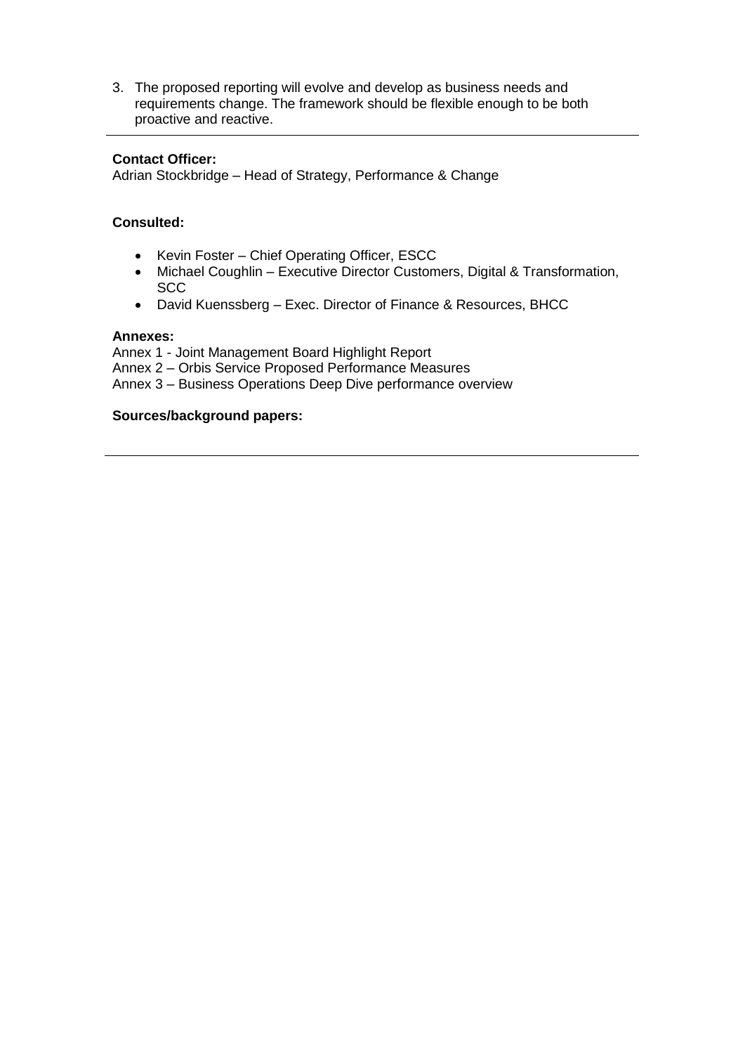3. The proposed reporting will evolve and develop as business needs and requirements change. The framework should be flexible enough to be both proactive and reactive.

---

**Contact Officer:**
Adrian Stockbridge – Head of Strategy, Performance & Change

**Consulted:**

- Kevin Foster – Chief Operating Officer, ESCC
- Michael Coughlin – Executive Director Customers, Digital & Transformation, SCC
- David Kuenssberg – Exec. Director of Finance & Resources, BHCC

**Annexes:**
Annex 1 - Joint Management Board Highlight Report
Annex 2 – Orbis Service Proposed Performance Measures
Annex 3 – Business Operations Deep Dive performance overview

**Sources/background papers:**

---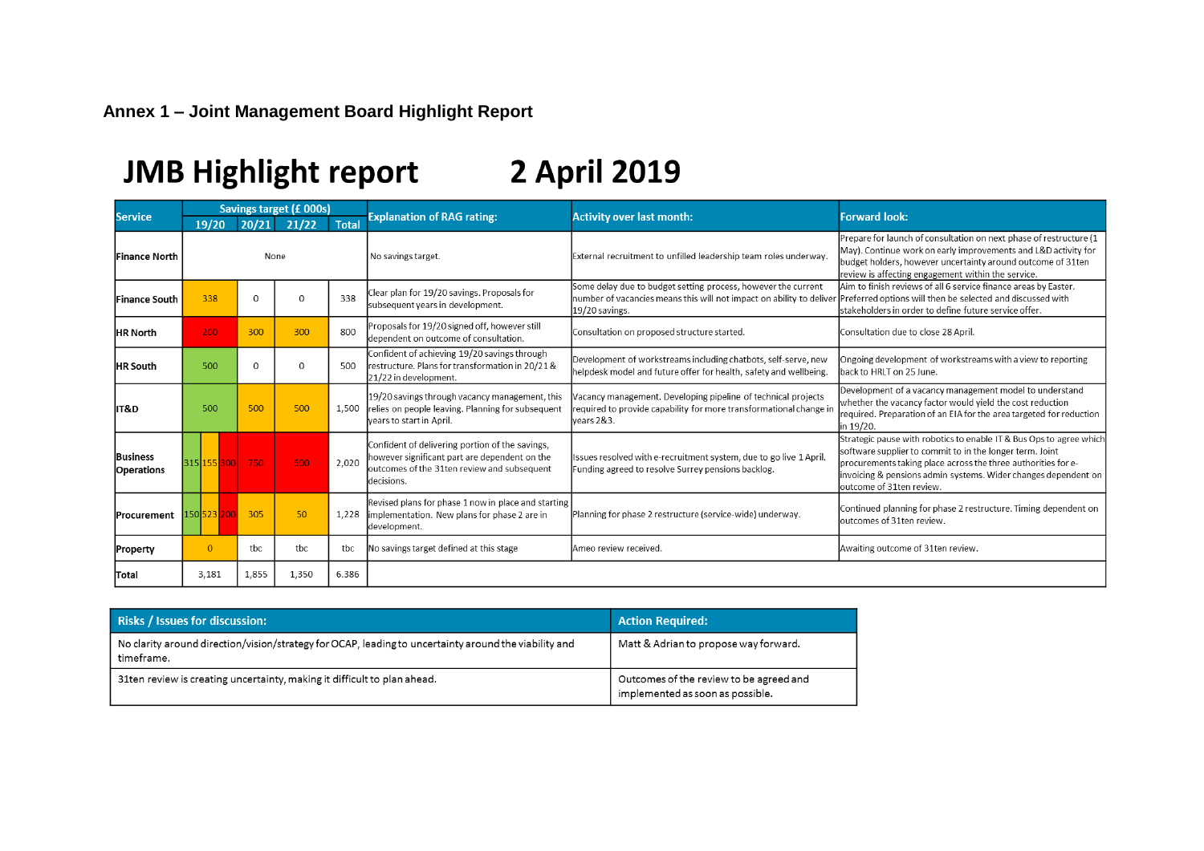**Annex 1 – Joint Management Board Highlight Report**

# JMB Highlight report 2 April 2019

| Service | Savings target (£ 000s) | | | | Explanation of RAG rating: | Activity over last month: | Forward look: |
|---|---|---|---|---|---|---|---|
| | 19/20 | 20/21 | 21/22 | Total | | | |
| Finance North | None | | | | No savings target. | External recruitment to unfilled leadership team roles underway. | Prepare for launch of consultation on next phase of restructure (1 May). Continue work on early improvements and L&D activity for budget holders, however uncertainty around outcome of 31ten review is affecting engagement within the service. |
| Finance South | 338 | 0 | 0 | 338 | Clear plan for 19/20 savings. Proposals for subsequent years in development. | Some delay due to budget setting process, however the current number of vacancies means this will not impact on ability to deliver 19/20 savings. | Aim to finish reviews of all 6 service finance areas by Easter. Preferred options will then be selected and discussed with stakeholders in order to define future service offer. |
| HR North | 200 | 300 | 300 | 800 | Proposals for 19/20 signed off, however still dependent on outcome of consultation. | Consultation on proposed structure started. | Consultation due to close 28 April. |
| HR South | 500 | 0 | 0 | 500 | Confident of achieving 19/20 savings through restructure. Plans for transformation in 20/21 & 21/22 in development. | Development of workstreams including chatbots, self-serve, new helpdesk model and future offer for health, safety and wellbeing. | Ongoing development of workstreams with a view to reporting back to HRLT on 25 June. |
| IT&D | 500 | 500 | 500 | 1,500 | 19/20 savings through vacancy management, this relies on people leaving. Planning for subsequent years to start in April. | Vacancy management. Developing pipeline of technical projects required to provide capability for more transformational change in years 2&3. | Development of a vacancy management model to understand whether the vacancy factor would yield the cost reduction required. Preparation of an EIA for the area targeted for reduction in 19/20. |
| Business Operations | 315 / 155 / 300 | 750 | 500 | 2,020 | Confident of delivering portion of the savings, however significant part are dependent on the outcomes of the 31ten review and subsequent decisions. | Issues resolved with e-recruitment system, due to go live 1 April. Funding agreed to resolve Surrey pensions backlog. | Strategic pause with robotics to enable IT & Bus Ops to agree which software supplier to commit to in the longer term. Joint procurements taking place across the three authorities for e-invoicing & pensions admin systems. Wider changes dependent on outcome of 31ten review. |
| Procurement | 150 / 523 / 200 | 305 | 50 | 1,228 | Revised plans for phase 1 now in place and starting implementation. New plans for phase 2 are in development. | Planning for phase 2 restructure (service-wide) underway. | Continued planning for phase 2 restructure. Timing dependent on outcomes of 31ten review. |
| Property | 0 | tbc | tbc | tbc | No savings target defined at this stage | Ameo review received. | Awaiting outcome of 31ten review. |
| Total | 3,181 | 1,855 | 1,350 | 6.386 | | | |

| Risks / Issues for discussion: | Action Required: |
|---|---|
| No clarity around direction/vision/strategy for OCAP, leading to uncertainty around the viability and timeframe. | Matt & Adrian to propose way forward. |
| 31ten review is creating uncertainty, making it difficult to plan ahead. | Outcomes of the review to be agreed and implemented as soon as possible. |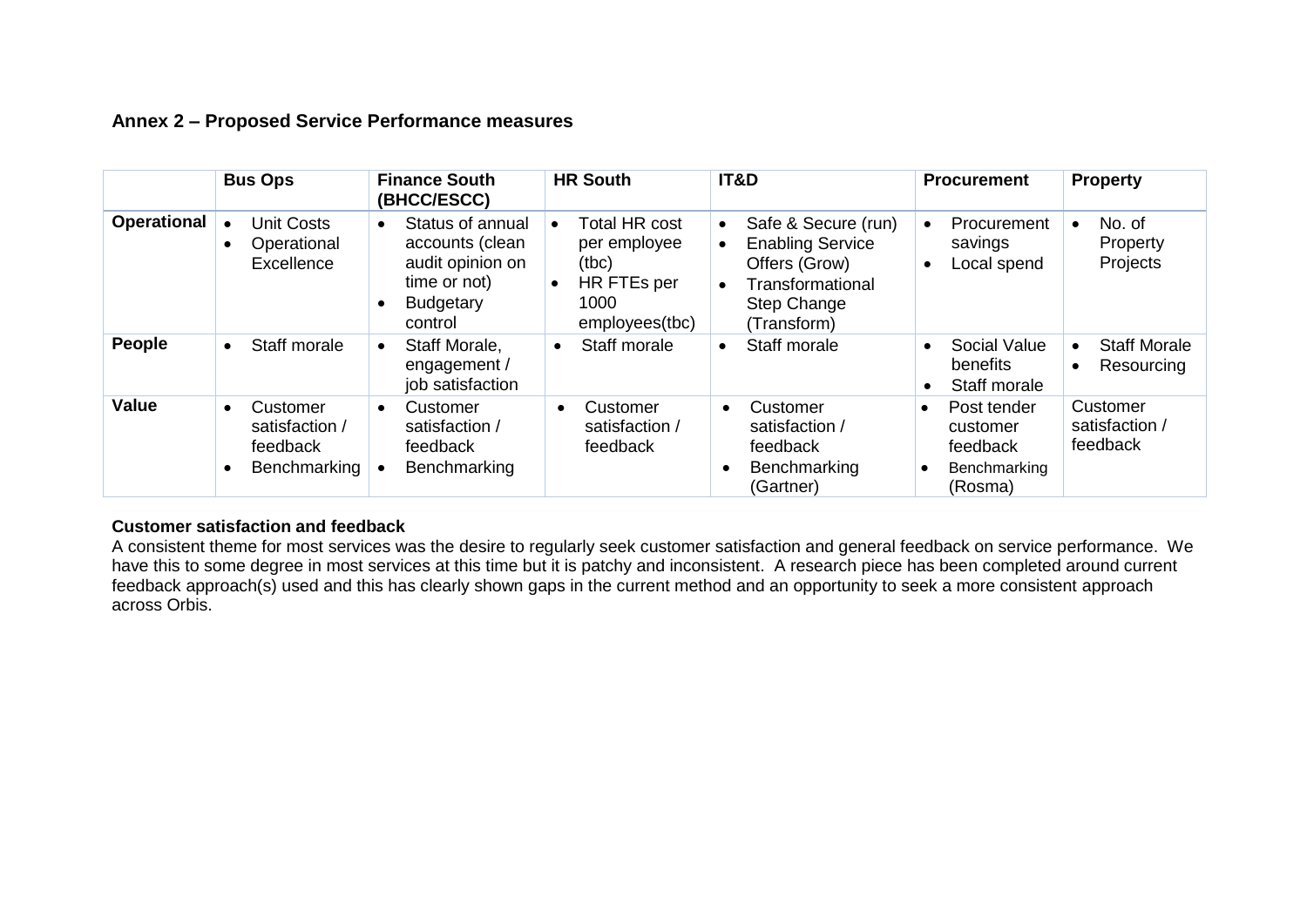## Annex 2 – Proposed Service Performance measures

| | Bus Ops | Finance South (BHCC/ESCC) | HR South | IT&D | Procurement | Property |
|---|---|---|---|---|---|---|
| **Operational** | • Unit Costs<br>• Operational Excellence | • Status of annual accounts (clean audit opinion on time or not)<br>• Budgetary control | • Total HR cost per employee (tbc)<br>• HR FTEs per 1000 employees(tbc) | • Safe & Secure (run)<br>• Enabling Service Offers (Grow)<br>• Transformational Step Change (Transform) | • Procurement savings<br>• Local spend | • No. of Property Projects |
| **People** | • Staff morale | • Staff Morale, engagement / job satisfaction | • Staff morale | • Staff morale | • Social Value benefits<br>• Staff morale | • Staff Morale<br>• Resourcing |
| **Value** | • Customer satisfaction / feedback<br>• Benchmarking | • Customer satisfaction / feedback<br>• Benchmarking | • Customer satisfaction / feedback | • Customer satisfaction / feedback<br>• Benchmarking (Gartner) | • Post tender customer feedback<br>• Benchmarking (Rosma) | Customer satisfaction / feedback |

**Customer satisfaction and feedback**

A consistent theme for most services was the desire to regularly seek customer satisfaction and general feedback on service performance. We have this to some degree in most services at this time but it is patchy and inconsistent. A research piece has been completed around current feedback approach(s) used and this has clearly shown gaps in the current method and an opportunity to seek a more consistent approach across Orbis.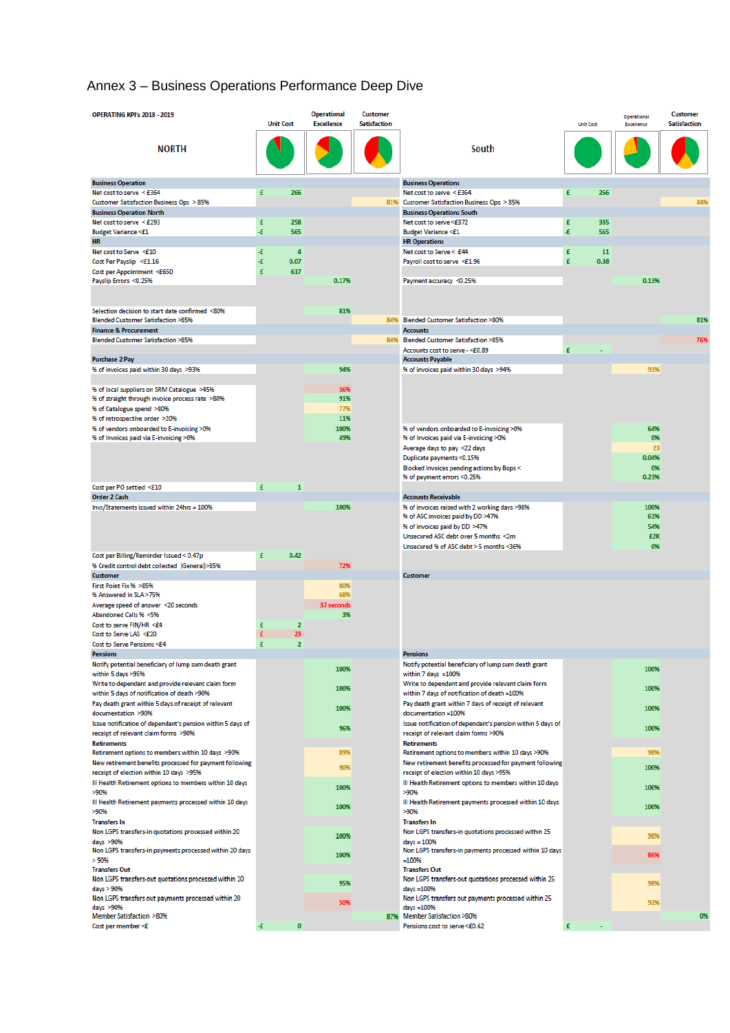# Annex 3 – Business Operations Performance Deep Dive

OPERATING KPI's 2018 - 2019

## NORTH

| NORTH | Unit Cost | | Operational Excellence | Customer Satisfaction |
|---|---|---|---|---|
| **Business Operation** | | | | |
| Net cost to serve < £364 | £ | 266 | | |
| Customer Satisfaction Business Ops > 85% | | | | 81% |
| **Business Operation North** | | | | |
| Net cost to serve < £293 | £ | 258 | | |
| Budget Variance <£1 | -£ | 565 | | |
| **HR** | | | | |
| Net cost to Serve <£10 | -£ | 4 | | |
| Cost Per Payslip <£1.16 | -£ | 0.07 | | |
| Cost per Appointment <£650 | £ | 617 | | |
| Payslip Errors <0.25% | | | 0.17% | |
| Selection decision to start date confirmed <80% | | | 81% | |
| Blended Customer Satisfaction >85% | | | | 84% |
| **Finance & Procurement** | | | | |
| Blended Customer Satisfaction >85% | | | | 84% |
| **Purchase 2 Pay** | | | | |
| % of invoices paid within 30 days >93% | | | 94% | |
| % of local suppliers on SRM Catalogue >45% | | | 36% | |
| % of straight through invoice process rate >80% | | | 91% | |
| % of Catalogue spend >80% | | | 77% | |
| % of retrospective order >20% | | | 11% | |
| % of vendors onboarded to E-invoicing >0% | | | 100% | |
| % of Invoices paid via E-invoicing >0% | | | 49% | |
| Cost per PO settled <£10 | £ | 1 | | |
| **Order 2 Cash** | | | | |
| Invs/Statements issued within 24hrs = 100% | | | 100% | |
| Cost per Billing/Reminder Issued < 0.47p | £ | 0.42 | | |
| % Credit control debt collected (General)>85% | | | 72% | |
| **Customer** | | | | |
| First Point Fix % >85% | | | 80% | |
| % Answered in SLA >75% | | | 68% | |
| Average speed of answer <20 seconds | | | 37 seconds | |
| Abandoned Calls % <5% | | | 3% | |
| Cost to serve FIN/HR <£4 | £ | 2 | | |
| Cost to Serve LAS <£20 | £ | 23 | | |
| Cost to Serve Pensions <£4 | £ | 2 | | |
| **Pensions** | | | | |
| Notify potential beneficiary of lump sum death grant within 5 days >95% | | | 100% | |
| Write to dependant and provide relevant claim form within 5 days of notification of death >90% | | | 100% | |
| Pay death grant within 5 days of receipt of relevant documentation >90% | | | 100% | |
| Issue notification of dependant's pension within 5 days of receipt of relevant claim forms >90% | | | 96% | |
| **Retirements** | | | | |
| Retirement options to members within 10 days >90% | | | 89% | |
| New retirement benefits processed for payment following receipt of election within 10 days >95% | | | 90% | |
| Ill Health Retirement options to members within 10 days >90% | | | 100% | |
| Ill Health Retirement payments processed within 10 days >90% | | | 100% | |
| **Transfers In** | | | | |
| Non LGPS transfers-in quotations processed within 20 days >90% | | | 100% | |
| Non LGPS transfers-in payments processed within 20 days > 90% | | | 100% | |
| **Transfers Out** | | | | |
| Non LGPS transfers-out quotations processed within 20 days > 90% | | | 95% | |
| Non LGPS transfers out payments processed within 20 days >90% | | | 50% | |
| Member Satisfaction >80% | | | | 87% |
| Cost per member <£ | -£ | 0 | | |

## South

| South | Unit Cost | | Operational Excellence | Customer Satisfaction |
|---|---|---|---|---|
| **Business Operations** | | | | |
| Net cost to serve < £364 | £ | 266 | | |
| Customer Satisfaction Business Ops > 85% | | | | 84% |
| **Business Operations South** | | | | |
| Net cost to serve <£372 | £ | 335 | | |
| Budget Variance <£1 | -£ | 565 | | |
| **HR Operations** | | | | |
| Net cost to Serve < £44 | £ | 11 | | |
| Payroll cost to serve <£1.96 | £ | 0.38 | | |
| Payment accuracy <0.25% | | | 0.13% | |
| Blended Customer Satisfaction >80% | | | | 81% |
| **Accounts** | | | | |
| Blended Customer Satisfaction >85% | | | | 76% |
| Accounts cost to serve - <£0.89 | £ | - | | |
| **Accounts Payable** | | | | |
| % of invoices paid within 30 days >94% | | | 91% | |
| % of vendors onboarded to E-invoicing >0% | | | 64% | |
| % of Invoices paid via E-invoicing >0% | | | 0% | |
| Average days to pay <22 days | | | 23 | |
| Duplicate payments <0.15% | | | 0.04% | |
| Blocked invoices pending actions by Bops < | | | 0% | |
| % of payment errors <0.25% | | | 0.23% | |
| **Accounts Receivable** | | | | |
| % of invoices raised with 2 working days >98% | | | 100% | |
| % of ASC invoices paid by DD >47% | | | 61% | |
| % of invoices paid by DD >47% | | | 54% | |
| Unsecured ASC debt over 5 months <2m | | | £2K | |
| Unsecured % of ASC debt > 5 months <36% | | | 0% | |
| **Customer** | | | | |
| **Pensions** | | | | |
| Notify potential beneficiary of lump sum death grant within 7 days =100% | | | 100% | |
| Write to dependant and provide relevant claim form within 7 days of notification of death =100% | | | 100% | |
| Pay death grant within 7 days of receipt of relevant documentation =100% | | | 100% | |
| Issue notification of dependant's pension within 5 days of receipt of relevant claim forms >90% | | | 100% | |
| **Retirements** | | | | |
| Retirement options to members within 10 days >90% | | | 98% | |
| New retirement benefits processed for payment following receipt of election within 10 days >95% | | | 100% | |
| Ill Health Retirement options to members within 10 days >90% | | | 100% | |
| Ill Health Retirement payments processed within 10 days >90% | | | 100% | |
| **Transfers In** | | | | |
| Non LGPS transfers-in quotations processed within 25 days = 100% | | | 98% | |
| Non LGPS transfers-in payments processed within 10 days =100% | | | 86% | |
| **Transfers Out** | | | | |
| Non LGPS transfers-out quotations processed within 25 days =100% | | | 98% | |
| Non LGPS transfers out payments processed within 25 days =100% | | | 92% | |
| Member Satisfaction >80% | | | | 0% |
| Pensions cost to serve <£0.62 | £ | - | | |